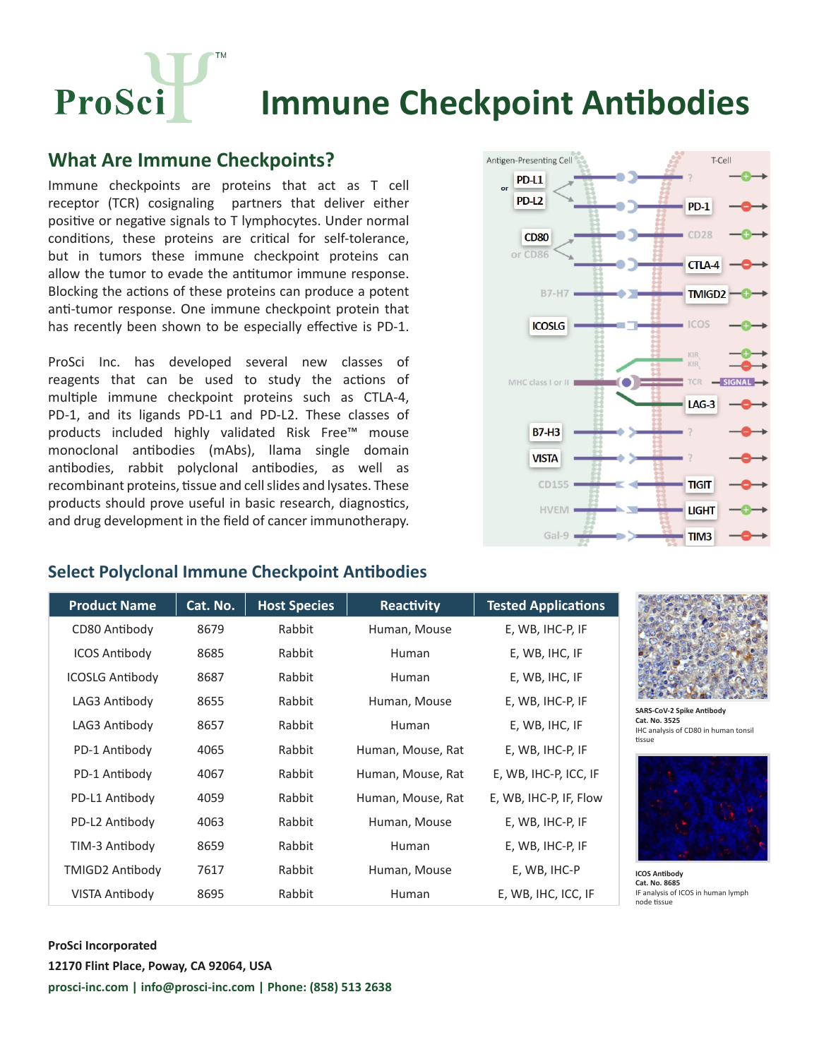# Immune Checkpoint Antibodies

## What Are Immune Checkpoints?

Immune checkpoints are proteins that act as T cell receptor (TCR) cosignaling partners that deliver either positive or negative signals to T lymphocytes. Under normal conditions, these proteins are critical for self-tolerance, but in tumors these immune checkpoint proteins can allow the tumor to evade the antitumor immune response. Blocking the actions of these proteins can produce a potent anti-tumor response. One immune checkpoint protein that has recently been shown to be especially effective is PD-1.

ProSci Inc. has developed several new classes of reagents that can be used to study the actions of multiple immune checkpoint proteins such as CTLA-4, PD-1, and its ligands PD-L1 and PD-L2. These classes of products included highly validated Risk Free™ mouse monoclonal antibodies (mAbs), llama single domain antibodies, rabbit polyclonal antibodies, as well as recombinant proteins, tissue and cell slides and lysates. These products should prove useful in basic research, diagnostics, and drug development in the field of cancer immunotherapy.

## Select Polyclonal Immune Checkpoint Antibodies

| Product Name | Cat. No. | Host Species | Reactivity | Tested Applications |
|---|---|---|---|---|
| CD80 Antibody | 8679 | Rabbit | Human, Mouse | E, WB, IHC-P, IF |
| ICOS Antibody | 8685 | Rabbit | Human | E, WB, IHC, IF |
| ICOSLG Antibody | 8687 | Rabbit | Human | E, WB, IHC, IF |
| LAG3 Antibody | 8655 | Rabbit | Human, Mouse | E, WB, IHC-P, IF |
| LAG3 Antibody | 8657 | Rabbit | Human | E, WB, IHC, IF |
| PD-1 Antibody | 4065 | Rabbit | Human, Mouse, Rat | E, WB, IHC-P, IF |
| PD-1 Antibody | 4067 | Rabbit | Human, Mouse, Rat | E, WB, IHC-P, ICC, IF |
| PD-L1 Antibody | 4059 | Rabbit | Human, Mouse, Rat | E, WB, IHC-P, IF, Flow |
| PD-L2 Antibody | 4063 | Rabbit | Human, Mouse | E, WB, IHC-P, IF |
| TIM-3 Antibody | 8659 | Rabbit | Human | E, WB, IHC-P, IF |
| TMIGD2 Antibody | 7617 | Rabbit | Human, Mouse | E, WB, IHC-P |
| VISTA Antibody | 8695 | Rabbit | Human | E, WB, IHC, ICC, IF |

**SARS-CoV-2 Spike Antibody**
**Cat. No. 3525**
IHC analysis of CD80 in human tonsil tissue

**ICOS Antibody**
**Cat. No. 8685**
IF analysis of ICOS in human lymph node tissue

**ProSci Incorporated**
**12170 Flint Place, Poway, CA 92064, USA**
**prosci-inc.com | info@prosci-inc.com | Phone: (858) 513 2638**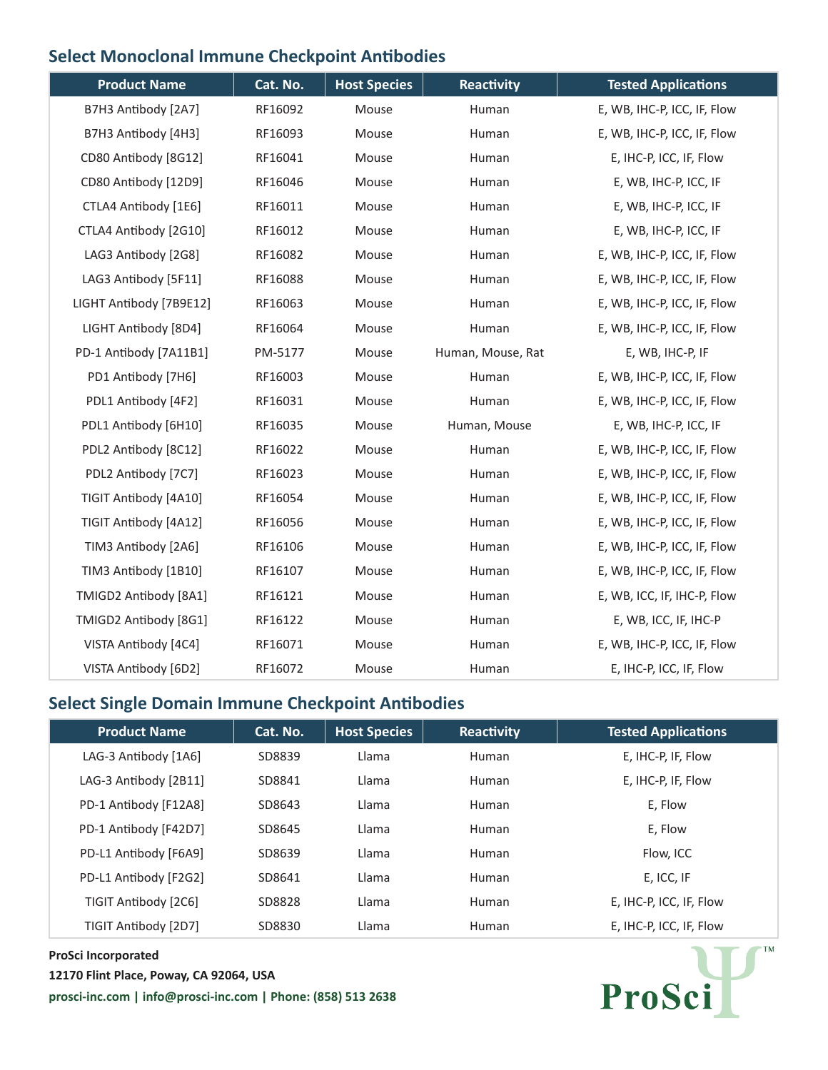## Select Monoclonal Immune Checkpoint Antibodies

| Product Name | Cat. No. | Host Species | Reactivity | Tested Applications |
|---|---|---|---|---|
| B7H3 Antibody [2A7] | RF16092 | Mouse | Human | E, WB, IHC-P, ICC, IF, Flow |
| B7H3 Antibody [4H3] | RF16093 | Mouse | Human | E, WB, IHC-P, ICC, IF, Flow |
| CD80 Antibody [8G12] | RF16041 | Mouse | Human | E, IHC-P, ICC, IF, Flow |
| CD80 Antibody [12D9] | RF16046 | Mouse | Human | E, WB, IHC-P, ICC, IF |
| CTLA4 Antibody [1E6] | RF16011 | Mouse | Human | E, WB, IHC-P, ICC, IF |
| CTLA4 Antibody [2G10] | RF16012 | Mouse | Human | E, WB, IHC-P, ICC, IF |
| LAG3 Antibody [2G8] | RF16082 | Mouse | Human | E, WB, IHC-P, ICC, IF, Flow |
| LAG3 Antibody [5F11] | RF16088 | Mouse | Human | E, WB, IHC-P, ICC, IF, Flow |
| LIGHT Antibody [7B9E12] | RF16063 | Mouse | Human | E, WB, IHC-P, ICC, IF, Flow |
| LIGHT Antibody [8D4] | RF16064 | Mouse | Human | E, WB, IHC-P, ICC, IF, Flow |
| PD-1 Antibody [7A11B1] | PM-5177 | Mouse | Human, Mouse, Rat | E, WB, IHC-P, IF |
| PD1 Antibody [7H6] | RF16003 | Mouse | Human | E, WB, IHC-P, ICC, IF, Flow |
| PDL1 Antibody [4F2] | RF16031 | Mouse | Human | E, WB, IHC-P, ICC, IF, Flow |
| PDL1 Antibody [6H10] | RF16035 | Mouse | Human, Mouse | E, WB, IHC-P, ICC, IF |
| PDL2 Antibody [8C12] | RF16022 | Mouse | Human | E, WB, IHC-P, ICC, IF, Flow |
| PDL2 Antibody [7C7] | RF16023 | Mouse | Human | E, WB, IHC-P, ICC, IF, Flow |
| TIGIT Antibody [4A10] | RF16054 | Mouse | Human | E, WB, IHC-P, ICC, IF, Flow |
| TIGIT Antibody [4A12] | RF16056 | Mouse | Human | E, WB, IHC-P, ICC, IF, Flow |
| TIM3 Antibody [2A6] | RF16106 | Mouse | Human | E, WB, IHC-P, ICC, IF, Flow |
| TIM3 Antibody [1B10] | RF16107 | Mouse | Human | E, WB, IHC-P, ICC, IF, Flow |
| TMIGD2 Antibody [8A1] | RF16121 | Mouse | Human | E, WB, ICC, IF, IHC-P, Flow |
| TMIGD2 Antibody [8G1] | RF16122 | Mouse | Human | E, WB, ICC, IF, IHC-P |
| VISTA Antibody [4C4] | RF16071 | Mouse | Human | E, WB, IHC-P, ICC, IF, Flow |
| VISTA Antibody [6D2] | RF16072 | Mouse | Human | E, IHC-P, ICC, IF, Flow |

## Select Single Domain Immune Checkpoint Antibodies

| Product Name | Cat. No. | Host Species | Reactivity | Tested Applications |
|---|---|---|---|---|
| LAG-3 Antibody [1A6] | SD8839 | Llama | Human | E, IHC-P, IF, Flow |
| LAG-3 Antibody [2B11] | SD8841 | Llama | Human | E, IHC-P, IF, Flow |
| PD-1 Antibody [F12A8] | SD8643 | Llama | Human | E, Flow |
| PD-1 Antibody [F42D7] | SD8645 | Llama | Human | E, Flow |
| PD-L1 Antibody [F6A9] | SD8639 | Llama | Human | Flow, ICC |
| PD-L1 Antibody [F2G2] | SD8641 | Llama | Human | E, ICC, IF |
| TIGIT Antibody [2C6] | SD8828 | Llama | Human | E, IHC-P, ICC, IF, Flow |
| TIGIT Antibody [2D7] | SD8830 | Llama | Human | E, IHC-P, ICC, IF, Flow |

**ProSci Incorporated**

**12170 Flint Place, Poway, CA 92064, USA**

**prosci-inc.com | info@prosci-inc.com | Phone: (858) 513 2638**

ProSci™